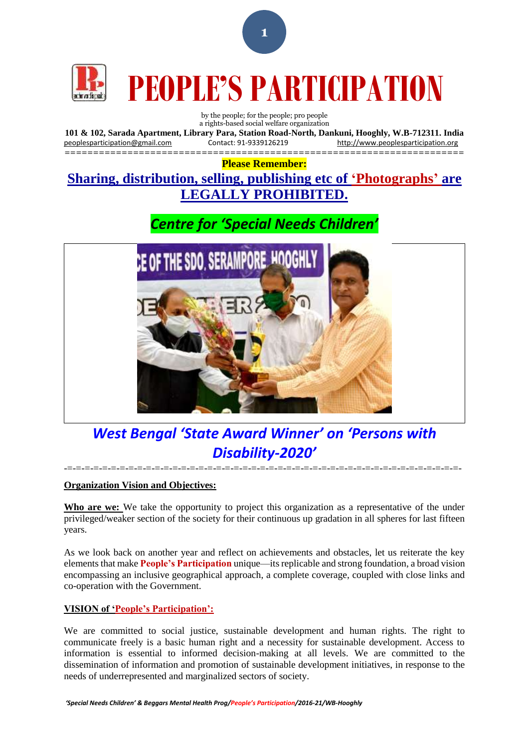# PEOPLE'S PARTICIPATION

by the people; for the people; pro people
a rights-based social welfare organization

**101 & 102, Sarada Apartment, Library Para, Station Road-North, Dankuni, Hooghly, W.B-712311. India**
peoplesparticipation@gmail.com Contact: 91-9339126219 http://www.peoplesparticipation.org

**Please Remember:**

## Sharing, distribution, selling, publishing etc of 'Photographs' are LEGALLY PROHIBITED.

## *Centre for 'Special Needs Children'*

## *West Bengal 'State Award Winner' on 'Persons with Disability-2020'*

**Organization Vision and Objectives:**

**Who are we:** We take the opportunity to project this organization as a representative of the under privileged/weaker section of the society for their continuous up gradation in all spheres for last fifteen years.

As we look back on another year and reflect on achievements and obstacles, let us reiterate the key elements that make **People's Participation** unique—its replicable and strong foundation, a broad vision encompassing an inclusive geographical approach, a complete coverage, coupled with close links and co-operation with the Government.

**VISION of 'People's Participation':**

We are committed to social justice, sustainable development and human rights. The right to communicate freely is a basic human right and a necessity for sustainable development. Access to information is essential to informed decision-making at all levels. We are committed to the dissemination of information and promotion of sustainable development initiatives, in response to the needs of underrepresented and marginalized sectors of society.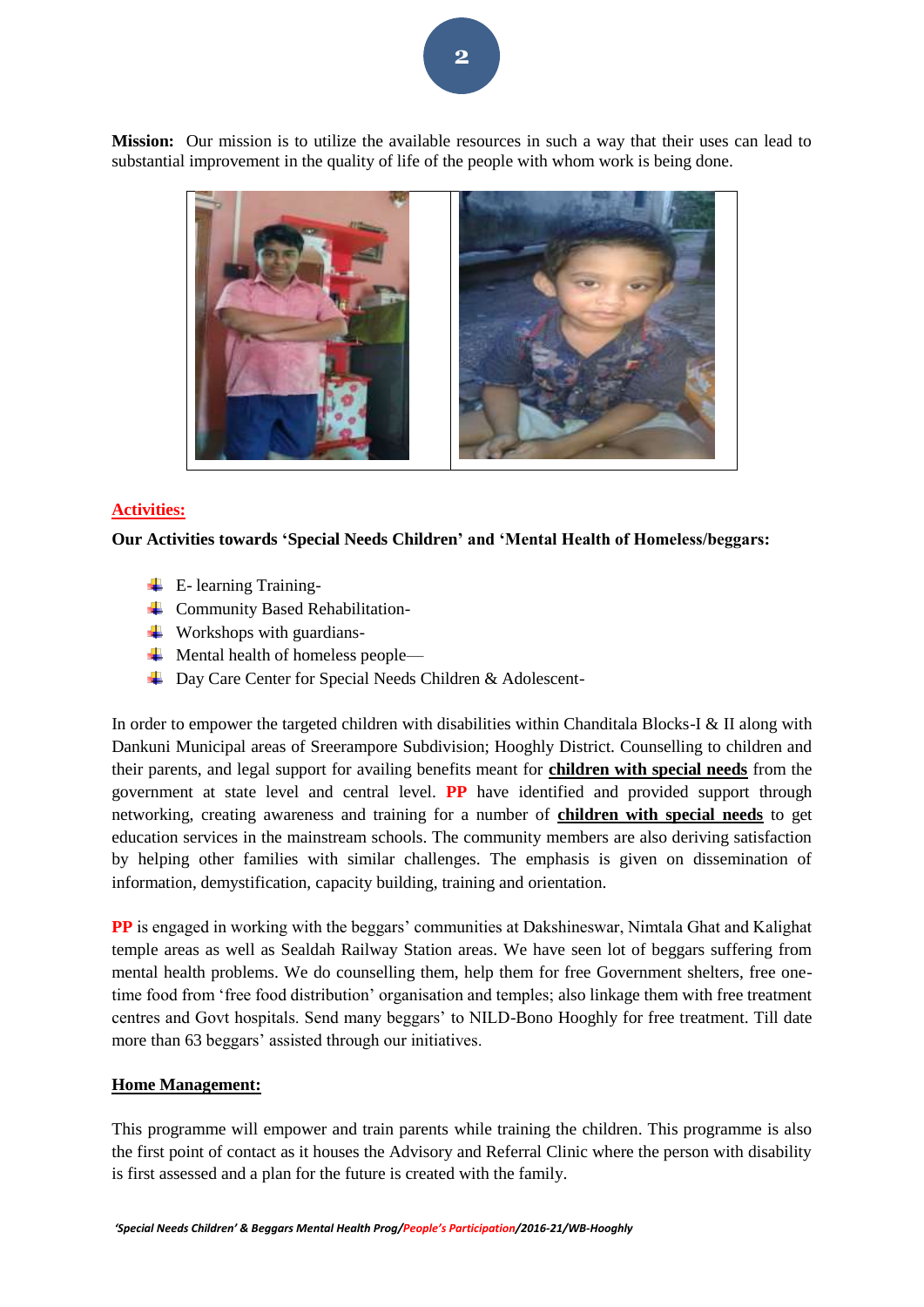**Mission:** Our mission is to utilize the available resources in such a way that their uses can lead to substantial improvement in the quality of life of the people with whom work is being done.

## Activities:

**Our Activities towards 'Special Needs Children' and 'Mental Health of Homeless/beggars:**

- E- learning Training-
- Community Based Rehabilitation-
- Workshops with guardians-
- Mental health of homeless people—
- Day Care Center for Special Needs Children & Adolescent-

In order to empower the targeted children with disabilities within Chanditala Blocks-I & II along with Dankuni Municipal areas of Sreerampore Subdivision; Hooghly District. Counselling to children and their parents, and legal support for availing benefits meant for **children with special needs** from the government at state level and central level. **PP** have identified and provided support through networking, creating awareness and training for a number of **children with special needs** to get education services in the mainstream schools. The community members are also deriving satisfaction by helping other families with similar challenges. The emphasis is given on dissemination of information, demystification, capacity building, training and orientation.

**PP** is engaged in working with the beggars' communities at Dakshineswar, Nimtala Ghat and Kalighat temple areas as well as Sealdah Railway Station areas. We have seen lot of beggars suffering from mental health problems. We do counselling them, help them for free Government shelters, free one-time food from 'free food distribution' organisation and temples; also linkage them with free treatment centres and Govt hospitals. Send many beggars' to NILD-Bono Hooghly for free treatment. Till date more than 63 beggars' assisted through our initiatives.

## Home Management:

This programme will empower and train parents while training the children. This programme is also the first point of contact as it houses the Advisory and Referral Clinic where the person with disability is first assessed and a plan for the future is created with the family.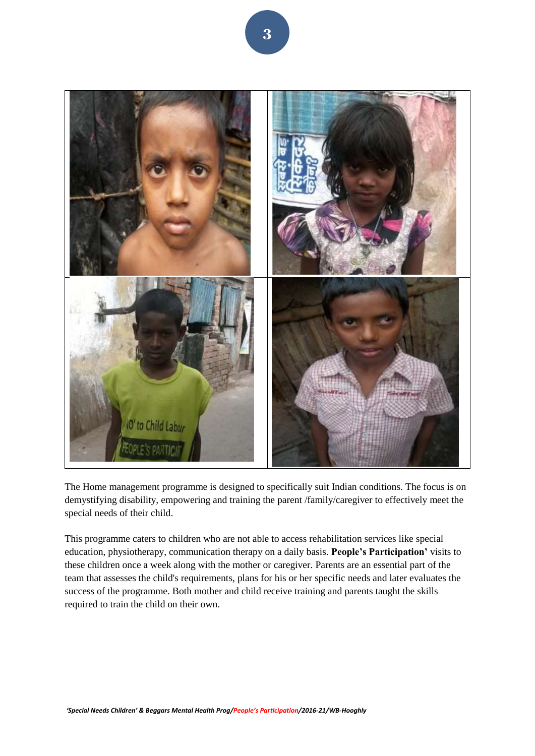The Home management programme is designed to specifically suit Indian conditions. The focus is on demystifying disability, empowering and training the parent /family/caregiver to effectively meet the special needs of their child.

This programme caters to children who are not able to access rehabilitation services like special education, physiotherapy, communication therapy on a daily basis. **People's Participation'** visits to these children once a week along with the mother or caregiver. Parents are an essential part of the team that assesses the child's requirements, plans for his or her specific needs and later evaluates the success of the programme. Both mother and child receive training and parents taught the skills required to train the child on their own.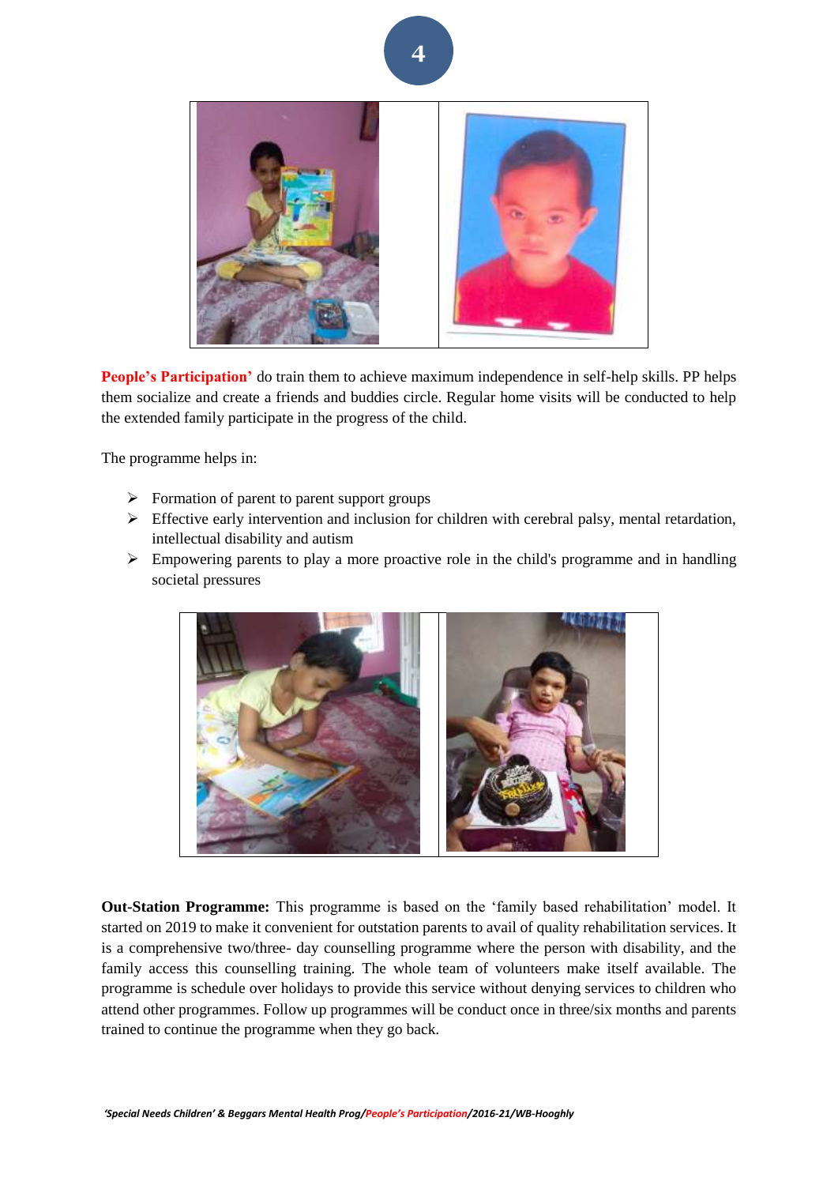**People's Participation'** do train them to achieve maximum independence in self-help skills. PP helps them socialize and create a friends and buddies circle. Regular home visits will be conducted to help the extended family participate in the progress of the child.

The programme helps in:

- Formation of parent to parent support groups
- Effective early intervention and inclusion for children with cerebral palsy, mental retardation, intellectual disability and autism
- Empowering parents to play a more proactive role in the child's programme and in handling societal pressures

**Out-Station Programme:** This programme is based on the 'family based rehabilitation' model. It started on 2019 to make it convenient for outstation parents to avail of quality rehabilitation services. It is a comprehensive two/three- day counselling programme where the person with disability, and the family access this counselling training. The whole team of volunteers make itself available. The programme is schedule over holidays to provide this service without denying services to children who attend other programmes. Follow up programmes will be conduct once in three/six months and parents trained to continue the programme when they go back.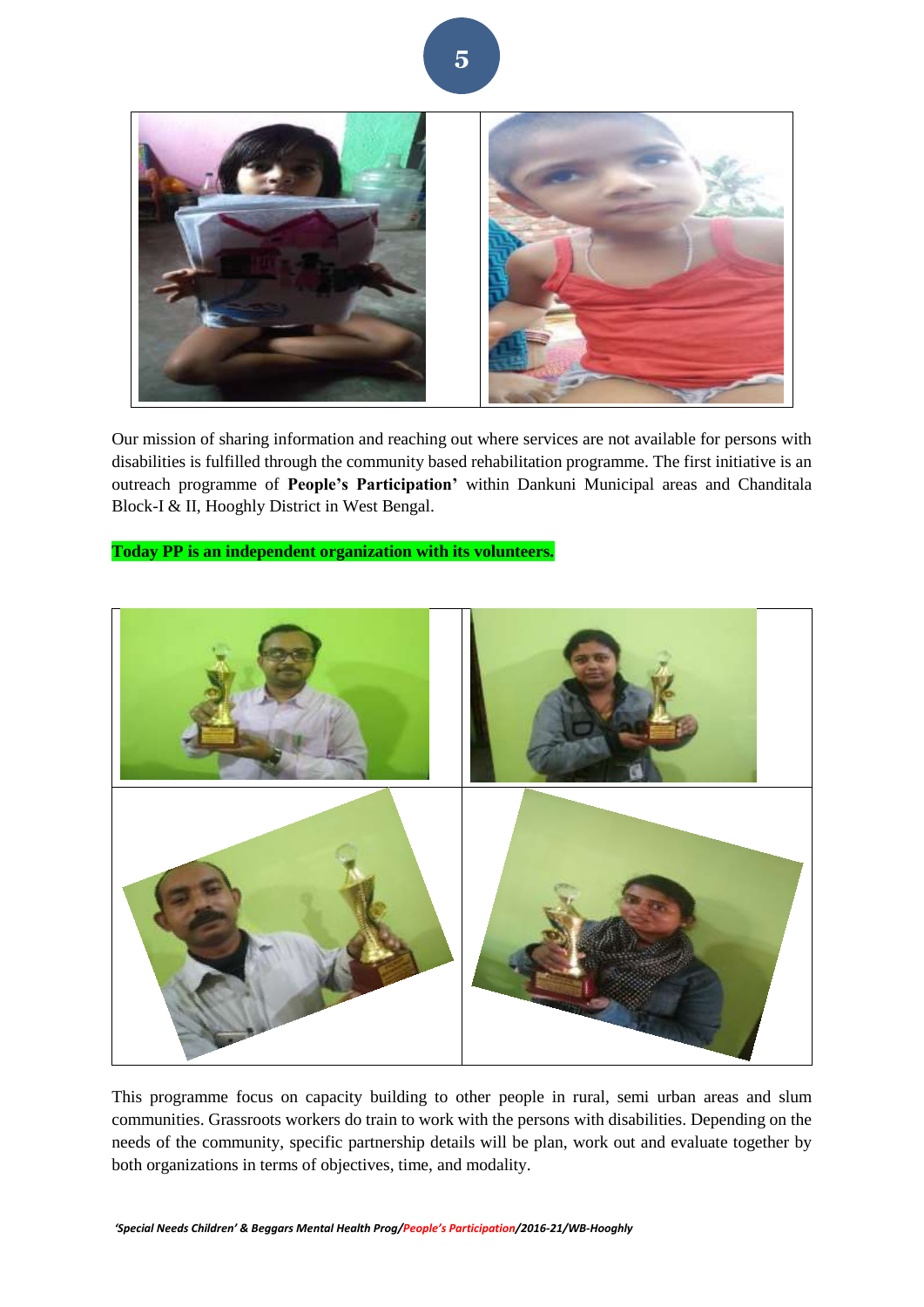Our mission of sharing information and reaching out where services are not available for persons with disabilities is fulfilled through the community based rehabilitation programme. The first initiative is an outreach programme of **People's Participation'** within Dankuni Municipal areas and Chanditala Block-I & II, Hooghly District in West Bengal.

**Today PP is an independent organization with its volunteers.**

This programme focus on capacity building to other people in rural, semi urban areas and slum communities. Grassroots workers do train to work with the persons with disabilities. Depending on the needs of the community, specific partnership details will be plan, work out and evaluate together by both organizations in terms of objectives, time, and modality.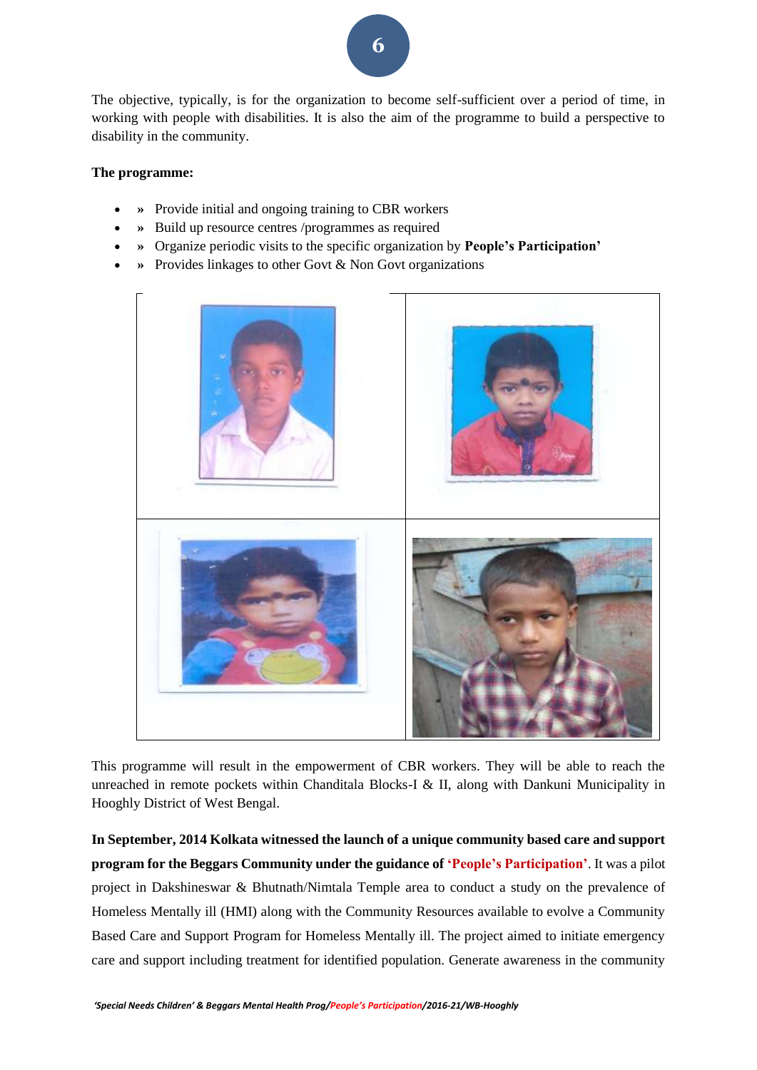The objective, typically, is for the organization to become self-sufficient over a period of time, in working with people with disabilities. It is also the aim of the programme to build a perspective to disability in the community.

**The programme:**

- » Provide initial and ongoing training to CBR workers
- » Build up resource centres /programmes as required
- » Organize periodic visits to the specific organization by **People's Participation'**
- » Provides linkages to other Govt & Non Govt organizations

This programme will result in the empowerment of CBR workers. They will be able to reach the unreached in remote pockets within Chanditala Blocks-I & II, along with Dankuni Municipality in Hooghly District of West Bengal.

**In September, 2014 Kolkata witnessed the launch of a unique community based care and support program for the Beggars Community under the guidance of 'People's Participation'**. It was a pilot project in Dakshineswar & Bhutnath/Nimtala Temple area to conduct a study on the prevalence of Homeless Mentally ill (HMI) along with the Community Resources available to evolve a Community Based Care and Support Program for Homeless Mentally ill. The project aimed to initiate emergency care and support including treatment for identified population. Generate awareness in the community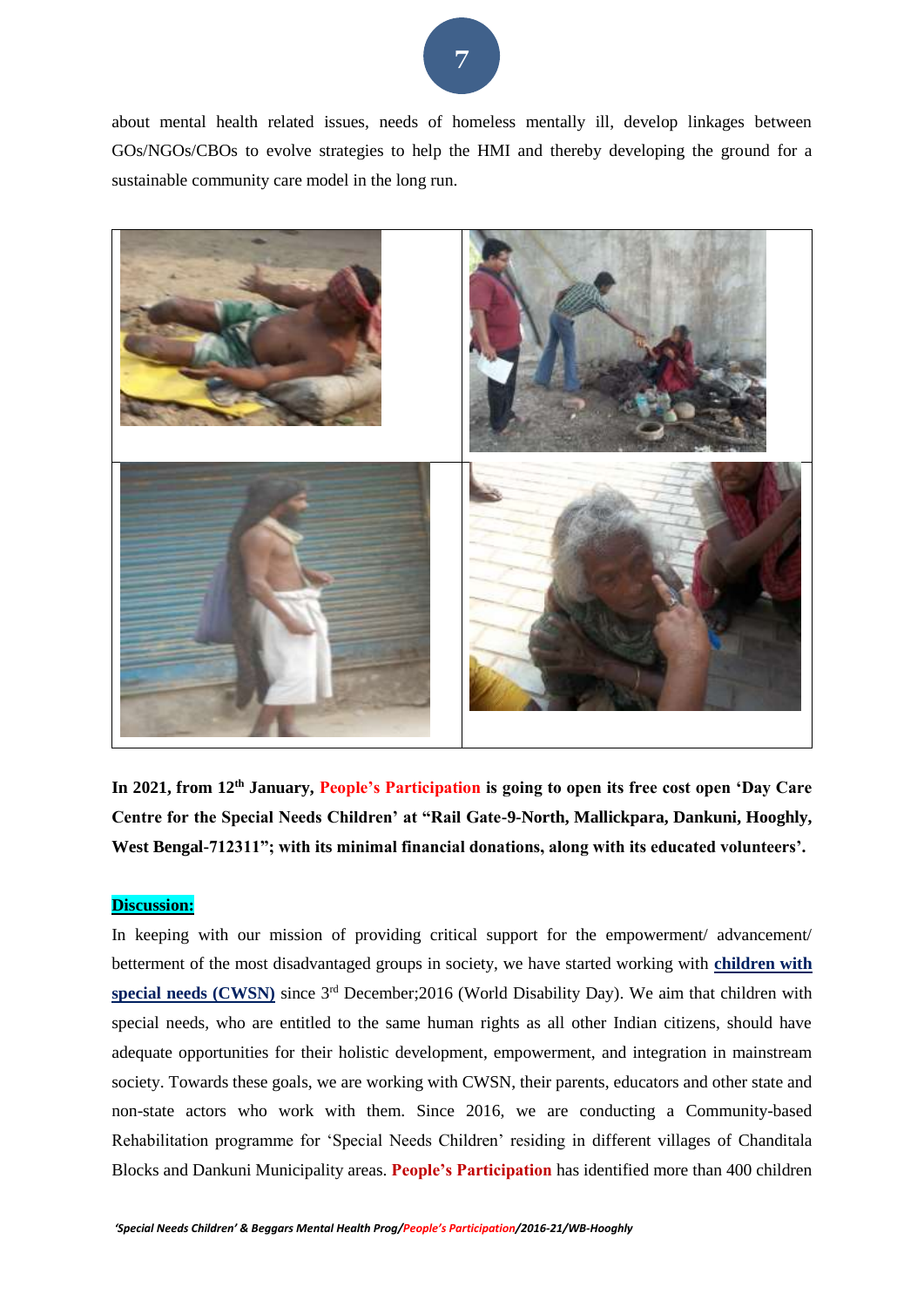about mental health related issues, needs of homeless mentally ill, develop linkages between GOs/NGOs/CBOs to evolve strategies to help the HMI and thereby developing the ground for a sustainable community care model in the long run.

**In 2021, from 12th January, People's Participation is going to open its free cost open 'Day Care Centre for the Special Needs Children' at "Rail Gate-9-North, Mallickpara, Dankuni, Hooghly, West Bengal-712311"; with its minimal financial donations, along with its educated volunteers'.**

**Discussion:**

In keeping with our mission of providing critical support for the empowerment/ advancement/ betterment of the most disadvantaged groups in society, we have started working with **children with special needs (CWSN)** since 3rd December;2016 (World Disability Day). We aim that children with special needs, who are entitled to the same human rights as all other Indian citizens, should have adequate opportunities for their holistic development, empowerment, and integration in mainstream society. Towards these goals, we are working with CWSN, their parents, educators and other state and non-state actors who work with them. Since 2016, we are conducting a Community-based Rehabilitation programme for 'Special Needs Children' residing in different villages of Chanditala Blocks and Dankuni Municipality areas. **People's Participation** has identified more than 400 children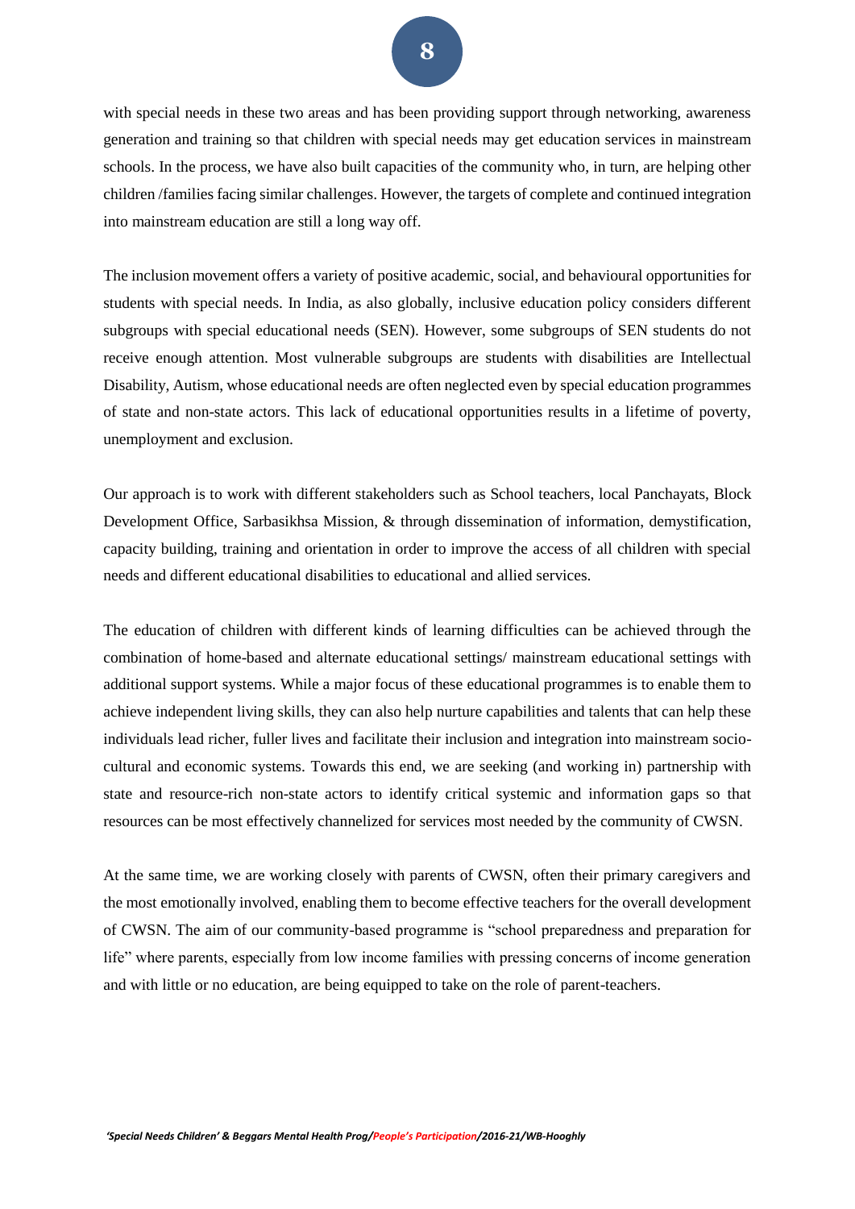with special needs in these two areas and has been providing support through networking, awareness generation and training so that children with special needs may get education services in mainstream schools. In the process, we have also built capacities of the community who, in turn, are helping other children /families facing similar challenges. However, the targets of complete and continued integration into mainstream education are still a long way off.

The inclusion movement offers a variety of positive academic, social, and behavioural opportunities for students with special needs. In India, as also globally, inclusive education policy considers different subgroups with special educational needs (SEN). However, some subgroups of SEN students do not receive enough attention. Most vulnerable subgroups are students with disabilities are Intellectual Disability, Autism, whose educational needs are often neglected even by special education programmes of state and non-state actors. This lack of educational opportunities results in a lifetime of poverty, unemployment and exclusion.

Our approach is to work with different stakeholders such as School teachers, local Panchayats, Block Development Office, Sarbasikhsa Mission, & through dissemination of information, demystification, capacity building, training and orientation in order to improve the access of all children with special needs and different educational disabilities to educational and allied services.

The education of children with different kinds of learning difficulties can be achieved through the combination of home-based and alternate educational settings/ mainstream educational settings with additional support systems. While a major focus of these educational programmes is to enable them to achieve independent living skills, they can also help nurture capabilities and talents that can help these individuals lead richer, fuller lives and facilitate their inclusion and integration into mainstream socio-cultural and economic systems. Towards this end, we are seeking (and working in) partnership with state and resource-rich non-state actors to identify critical systemic and information gaps so that resources can be most effectively channelized for services most needed by the community of CWSN.

At the same time, we are working closely with parents of CWSN, often their primary caregivers and the most emotionally involved, enabling them to become effective teachers for the overall development of CWSN. The aim of our community-based programme is "school preparedness and preparation for life" where parents, especially from low income families with pressing concerns of income generation and with little or no education, are being equipped to take on the role of parent-teachers.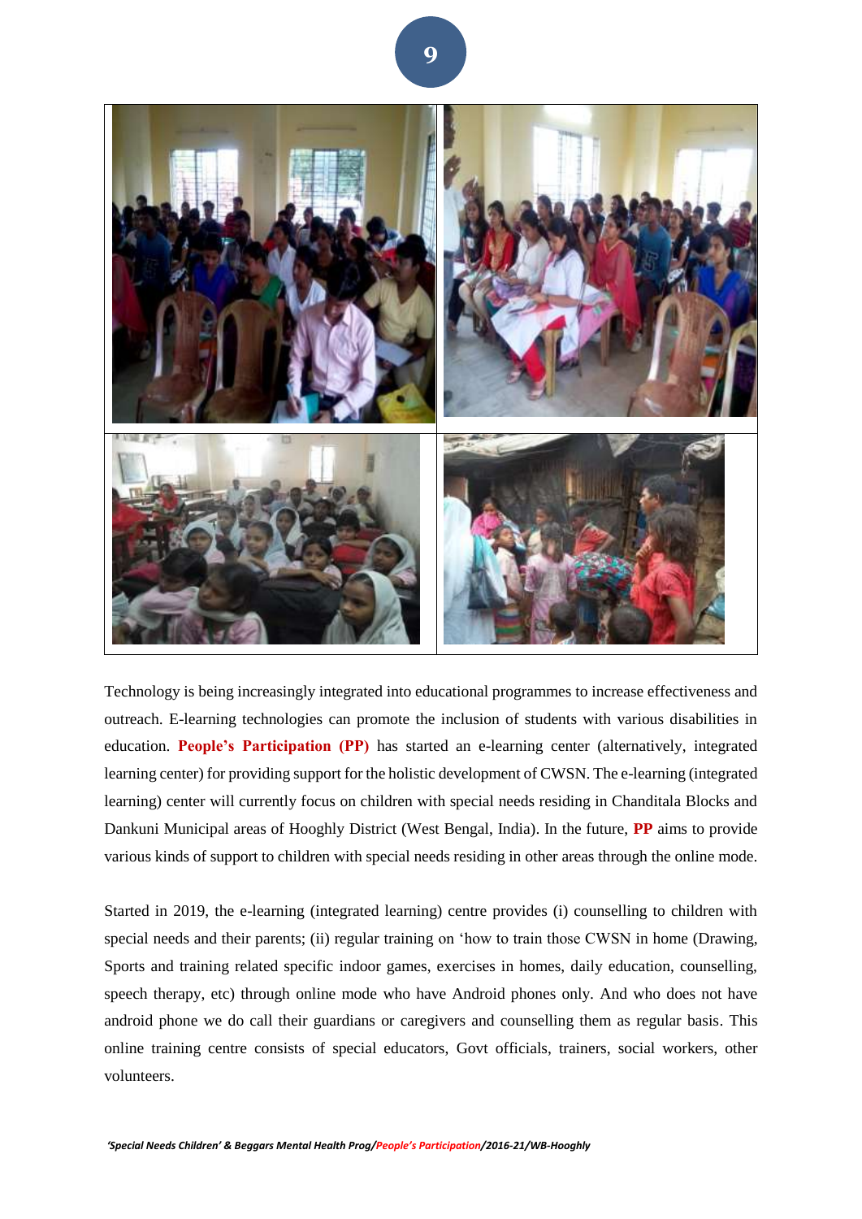Technology is being increasingly integrated into educational programmes to increase effectiveness and outreach. E-learning technologies can promote the inclusion of students with various disabilities in education. **People's Participation (PP)** has started an e-learning center (alternatively, integrated learning center) for providing support for the holistic development of CWSN. The e-learning (integrated learning) center will currently focus on children with special needs residing in Chanditala Blocks and Dankuni Municipal areas of Hooghly District (West Bengal, India). In the future, **PP** aims to provide various kinds of support to children with special needs residing in other areas through the online mode.

Started in 2019, the e-learning (integrated learning) centre provides (i) counselling to children with special needs and their parents; (ii) regular training on 'how to train those CWSN in home (Drawing, Sports and training related specific indoor games, exercises in homes, daily education, counselling, speech therapy, etc) through online mode who have Android phones only. And who does not have android phone we do call their guardians or caregivers and counselling them as regular basis. This online training centre consists of special educators, Govt officials, trainers, social workers, other volunteers.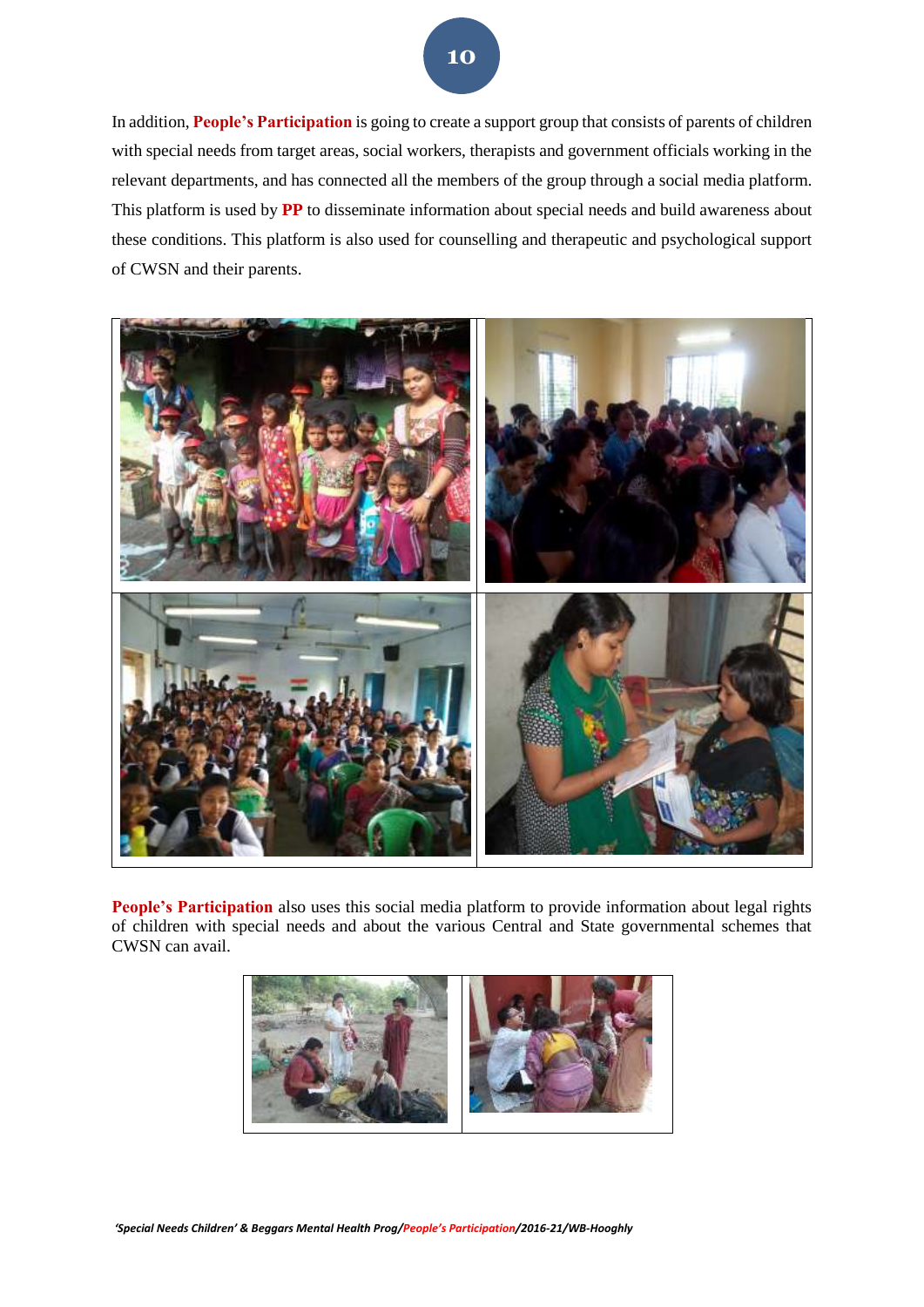In addition, **People's Participation** is going to create a support group that consists of parents of children with special needs from target areas, social workers, therapists and government officials working in the relevant departments, and has connected all the members of the group through a social media platform. This platform is used by **PP** to disseminate information about special needs and build awareness about these conditions. This platform is also used for counselling and therapeutic and psychological support of CWSN and their parents.

**People's Participation** also uses this social media platform to provide information about legal rights of children with special needs and about the various Central and State governmental schemes that CWSN can avail.